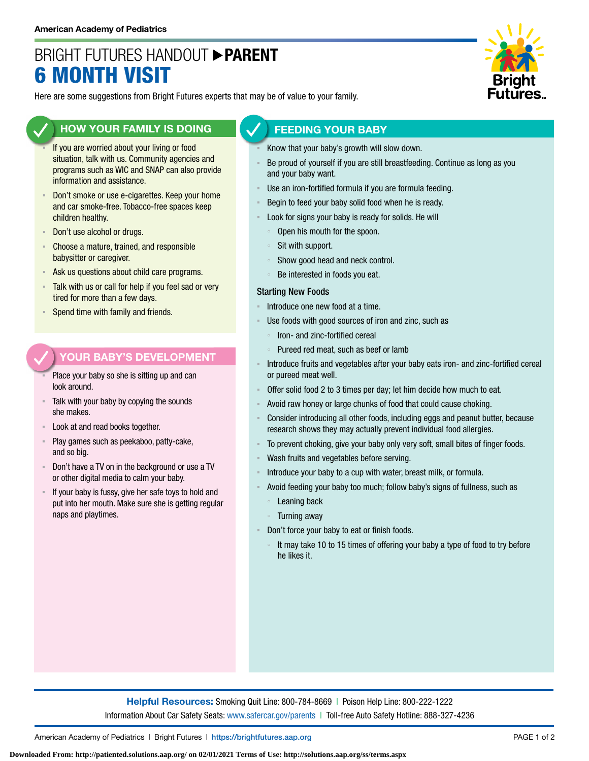American Academy of Pediatrics

# BRIGHT FUTURES HANDOUT ▶ **PARENT**
# 6 MONTH VISIT

Here are some suggestions from Bright Futures experts that may be of value to your family.

## HOW YOUR FAMILY IS DOING

- If you are worried about your living or food situation, talk with us. Community agencies and programs such as WIC and SNAP can also provide information and assistance.
- Don't smoke or use e-cigarettes. Keep your home and car smoke-free. Tobacco-free spaces keep children healthy.
- Don't use alcohol or drugs.
- Choose a mature, trained, and responsible babysitter or caregiver.
- Ask us questions about child care programs.
- Talk with us or call for help if you feel sad or very tired for more than a few days.
- Spend time with family and friends.

## YOUR BABY'S DEVELOPMENT

- Place your baby so she is sitting up and can look around.
- Talk with your baby by copying the sounds she makes.
- Look at and read books together.
- Play games such as peekaboo, patty-cake, and so big.
- Don't have a TV on in the background or use a TV or other digital media to calm your baby.
- If your baby is fussy, give her safe toys to hold and put into her mouth. Make sure she is getting regular naps and playtimes.

## FEEDING YOUR BABY

- Know that your baby's growth will slow down.
- Be proud of yourself if you are still breastfeeding. Continue as long as you and your baby want.
- Use an iron-fortified formula if you are formula feeding.
- Begin to feed your baby solid food when he is ready.
- Look for signs your baby is ready for solids. He will
  - Open his mouth for the spoon.
  - Sit with support.
  - Show good head and neck control.
  - Be interested in foods you eat.

### Starting New Foods

- Introduce one new food at a time.
- Use foods with good sources of iron and zinc, such as
  - Iron- and zinc-fortified cereal
  - Pureed red meat, such as beef or lamb
- Introduce fruits and vegetables after your baby eats iron- and zinc-fortified cereal or pureed meat well.
- Offer solid food 2 to 3 times per day; let him decide how much to eat.
- Avoid raw honey or large chunks of food that could cause choking.
- Consider introducing all other foods, including eggs and peanut butter, because research shows they may actually prevent individual food allergies.
- To prevent choking, give your baby only very soft, small bites of finger foods.
- Wash fruits and vegetables before serving.
- Introduce your baby to a cup with water, breast milk, or formula.
- Avoid feeding your baby too much; follow baby's signs of fullness, such as
  - Leaning back
  - Turning away
- Don't force your baby to eat or finish foods.
  - It may take 10 to 15 times of offering your baby a type of food to try before he likes it.

**Helpful Resources:** Smoking Quit Line: 800-784-8669 | Poison Help Line: 800-222-1222
Information About Car Safety Seats: www.safercar.gov/parents | Toll-free Auto Safety Hotline: 888-327-4236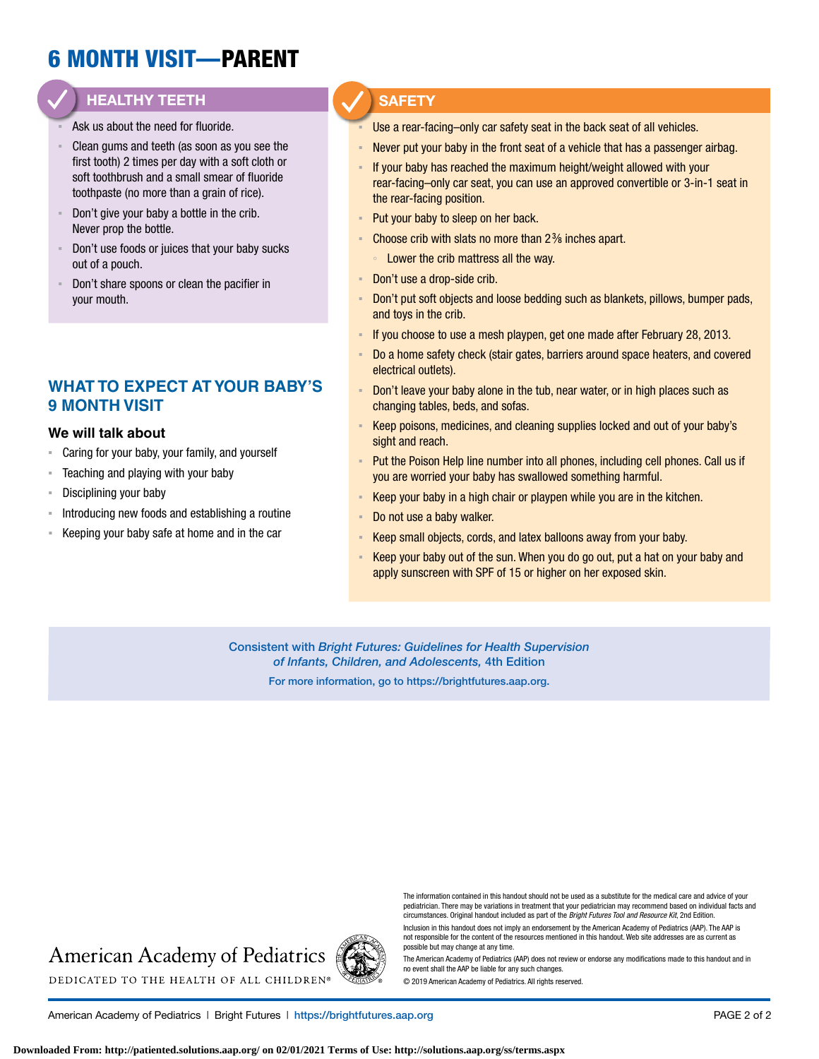# 6 MONTH VISIT—PARENT

## HEALTHY TEETH

- Ask us about the need for fluoride.
- Clean gums and teeth (as soon as you see the first tooth) 2 times per day with a soft cloth or soft toothbrush and a small smear of fluoride toothpaste (no more than a grain of rice).
- Don't give your baby a bottle in the crib. Never prop the bottle.
- Don't use foods or juices that your baby sucks out of a pouch.
- Don't share spoons or clean the pacifier in your mouth.

## SAFETY

- Use a rear-facing–only car safety seat in the back seat of all vehicles.
- Never put your baby in the front seat of a vehicle that has a passenger airbag.
- If your baby has reached the maximum height/weight allowed with your rear-facing–only car seat, you can use an approved convertible or 3-in-1 seat in the rear-facing position.
- Put your baby to sleep on her back.
- Choose crib with slats no more than 2⅜ inches apart.
  - Lower the crib mattress all the way.
- Don't use a drop-side crib.
- Don't put soft objects and loose bedding such as blankets, pillows, bumper pads, and toys in the crib.
- If you choose to use a mesh playpen, get one made after February 28, 2013.
- Do a home safety check (stair gates, barriers around space heaters, and covered electrical outlets).
- Don't leave your baby alone in the tub, near water, or in high places such as changing tables, beds, and sofas.
- Keep poisons, medicines, and cleaning supplies locked and out of your baby's sight and reach.
- Put the Poison Help line number into all phones, including cell phones. Call us if you are worried your baby has swallowed something harmful.
- Keep your baby in a high chair or playpen while you are in the kitchen.
- Do not use a baby walker.
- Keep small objects, cords, and latex balloons away from your baby.
- Keep your baby out of the sun. When you do go out, put a hat on your baby and apply sunscreen with SPF of 15 or higher on her exposed skin.

## WHAT TO EXPECT AT YOUR BABY'S 9 MONTH VISIT

### We will talk about

- Caring for your baby, your family, and yourself
- Teaching and playing with your baby
- Disciplining your baby
- Introducing new foods and establishing a routine
- Keeping your baby safe at home and in the car

Consistent with *Bright Futures: Guidelines for Health Supervision of Infants, Children, and Adolescents,* 4th Edition

For more information, go to https://brightfutures.aap.org.

American Academy of Pediatrics

DEDICATED TO THE HEALTH OF ALL CHILDREN®

The information contained in this handout should not be used as a substitute for the medical care and advice of your pediatrician. There may be variations in treatment that your pediatrician may recommend based on individual facts and circumstances. Original handout included as part of the *Bright Futures Tool and Resource Kit*, 2nd Edition.

Inclusion in this handout does not imply an endorsement by the American Academy of Pediatrics (AAP). The AAP is not responsible for the content of the resources mentioned in this handout. Web site addresses are as current as possible but may change at any time.

The American Academy of Pediatrics (AAP) does not review or endorse any modifications made to this handout and in no event shall the AAP be liable for any such changes.

© 2019 American Academy of Pediatrics. All rights reserved.